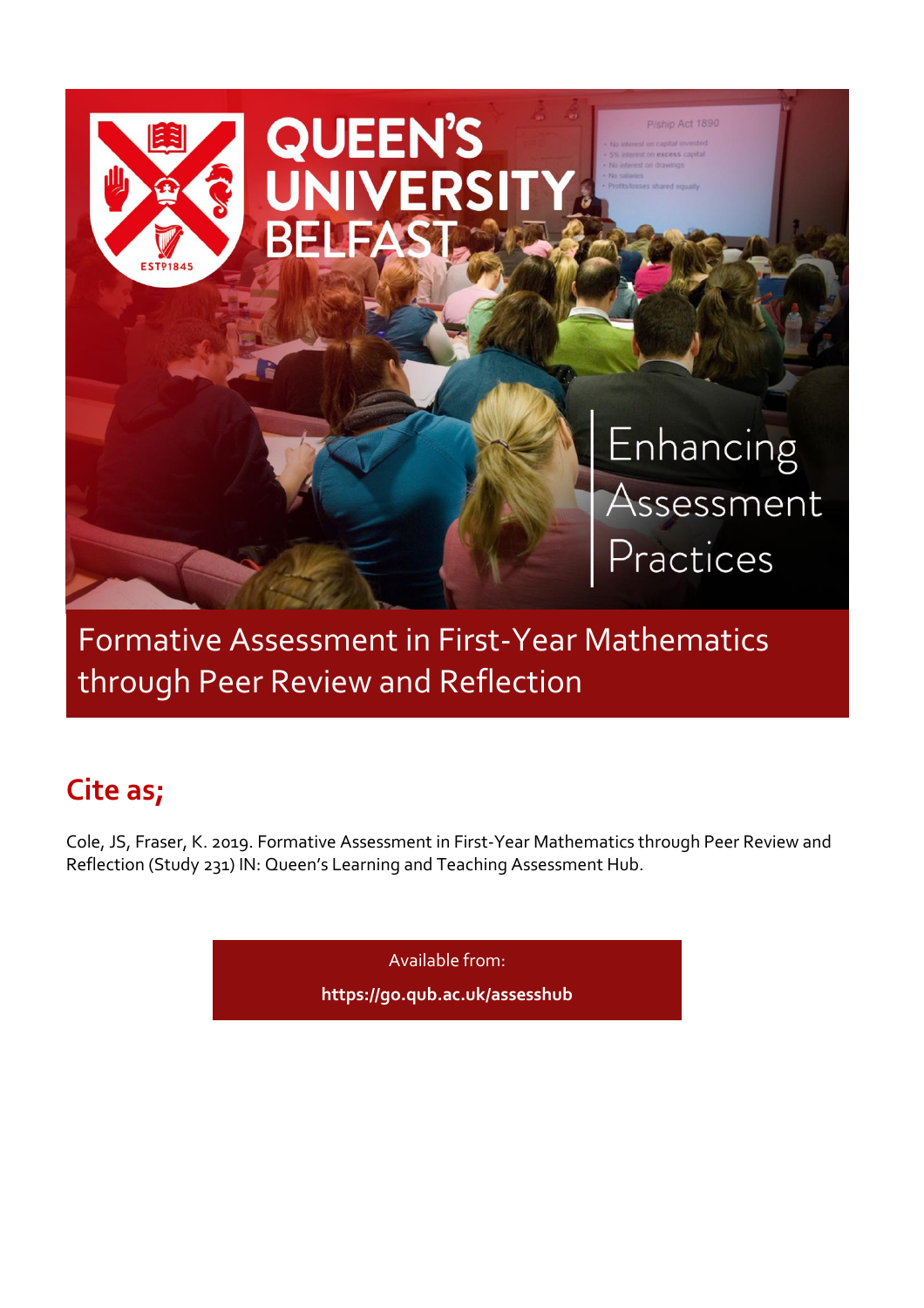# QUEEN'S UNIVERSITY BELFAST

Enhancing Assessment Practices

## Formative Assessment in First-Year Mathematics through Peer Review and Reflection

## Cite as;

Cole, JS, Fraser, K. 2019. Formative Assessment in First-Year Mathematics through Peer Review and Reflection (Study 231) IN: Queen's Learning and Teaching Assessment Hub.

Available from:

**https://go.qub.ac.uk/assesshub**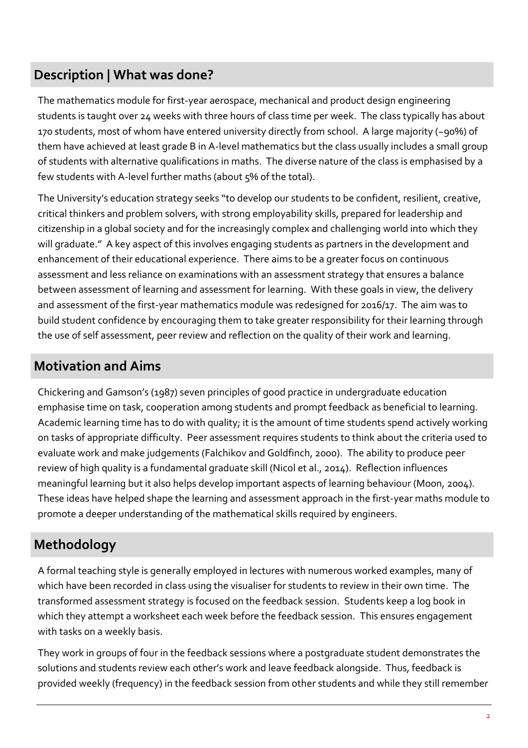## Description | What was done?

The mathematics module for first-year aerospace, mechanical and product design engineering students is taught over 24 weeks with three hours of class time per week. The class typically has about 170 students, most of whom have entered university directly from school. A large majority (~90%) of them have achieved at least grade B in A-level mathematics but the class usually includes a small group of students with alternative qualifications in maths. The diverse nature of the class is emphasised by a few students with A-level further maths (about 5% of the total).

The University's education strategy seeks "to develop our students to be confident, resilient, creative, critical thinkers and problem solvers, with strong employability skills, prepared for leadership and citizenship in a global society and for the increasingly complex and challenging world into which they will graduate." A key aspect of this involves engaging students as partners in the development and enhancement of their educational experience. There aims to be a greater focus on continuous assessment and less reliance on examinations with an assessment strategy that ensures a balance between assessment of learning and assessment for learning. With these goals in view, the delivery and assessment of the first-year mathematics module was redesigned for 2016/17. The aim was to build student confidence by encouraging them to take greater responsibility for their learning through the use of self assessment, peer review and reflection on the quality of their work and learning.

## Motivation and Aims

Chickering and Gamson's (1987) seven principles of good practice in undergraduate education emphasise time on task, cooperation among students and prompt feedback as beneficial to learning. Academic learning time has to do with quality; it is the amount of time students spend actively working on tasks of appropriate difficulty. Peer assessment requires students to think about the criteria used to evaluate work and make judgements (Falchikov and Goldfinch, 2000). The ability to produce peer review of high quality is a fundamental graduate skill (Nicol et al., 2014). Reflection influences meaningful learning but it also helps develop important aspects of learning behaviour (Moon, 2004). These ideas have helped shape the learning and assessment approach in the first-year maths module to promote a deeper understanding of the mathematical skills required by engineers.

## Methodology

A formal teaching style is generally employed in lectures with numerous worked examples, many of which have been recorded in class using the visualiser for students to review in their own time. The transformed assessment strategy is focused on the feedback session. Students keep a log book in which they attempt a worksheet each week before the feedback session. This ensures engagement with tasks on a weekly basis.

They work in groups of four in the feedback sessions where a postgraduate student demonstrates the solutions and students review each other's work and leave feedback alongside. Thus, feedback is provided weekly (frequency) in the feedback session from other students and while they still remember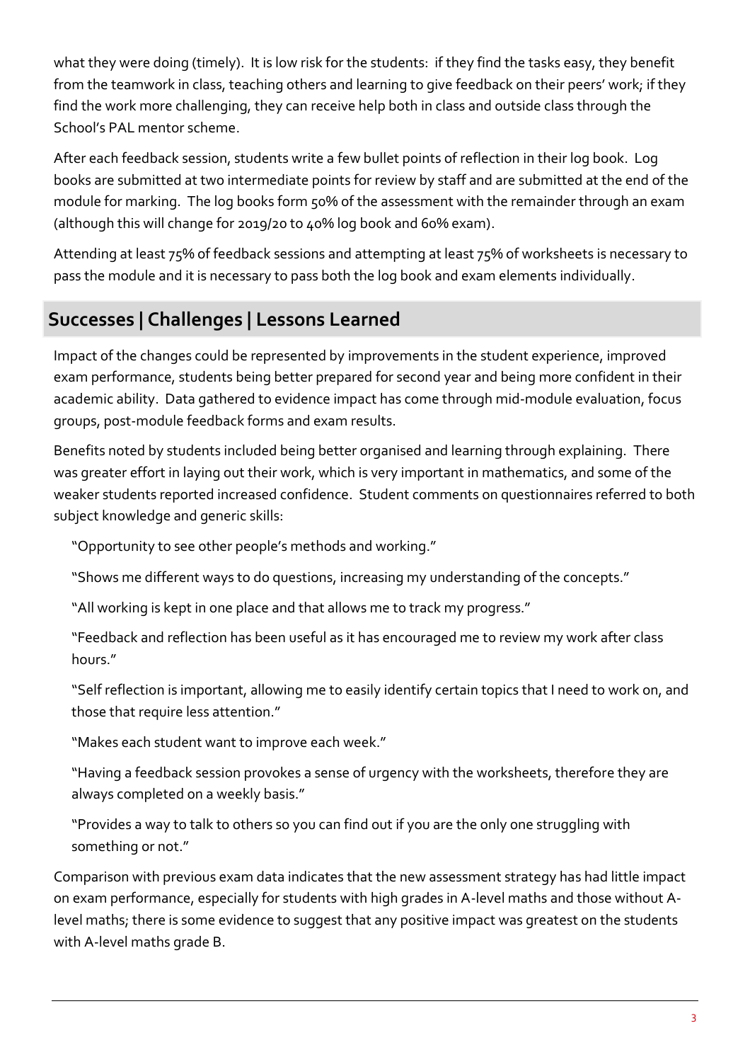what they were doing (timely). It is low risk for the students: if they find the tasks easy, they benefit from the teamwork in class, teaching others and learning to give feedback on their peers' work; if they find the work more challenging, they can receive help both in class and outside class through the School's PAL mentor scheme.

After each feedback session, students write a few bullet points of reflection in their log book. Log books are submitted at two intermediate points for review by staff and are submitted at the end of the module for marking. The log books form 50% of the assessment with the remainder through an exam (although this will change for 2019/20 to 40% log book and 60% exam).

Attending at least 75% of feedback sessions and attempting at least 75% of worksheets is necessary to pass the module and it is necessary to pass both the log book and exam elements individually.

## Successes | Challenges | Lessons Learned

Impact of the changes could be represented by improvements in the student experience, improved exam performance, students being better prepared for second year and being more confident in their academic ability. Data gathered to evidence impact has come through mid-module evaluation, focus groups, post-module feedback forms and exam results.

Benefits noted by students included being better organised and learning through explaining. There was greater effort in laying out their work, which is very important in mathematics, and some of the weaker students reported increased confidence. Student comments on questionnaires referred to both subject knowledge and generic skills:

> "Opportunity to see other people's methods and working."
>
> "Shows me different ways to do questions, increasing my understanding of the concepts."
>
> "All working is kept in one place and that allows me to track my progress."
>
> "Feedback and reflection has been useful as it has encouraged me to review my work after class hours."
>
> "Self reflection is important, allowing me to easily identify certain topics that I need to work on, and those that require less attention."
>
> "Makes each student want to improve each week."
>
> "Having a feedback session provokes a sense of urgency with the worksheets, therefore they are always completed on a weekly basis."
>
> "Provides a way to talk to others so you can find out if you are the only one struggling with something or not."

Comparison with previous exam data indicates that the new assessment strategy has had little impact on exam performance, especially for students with high grades in A-level maths and those without A-level maths; there is some evidence to suggest that any positive impact was greatest on the students with A-level maths grade B.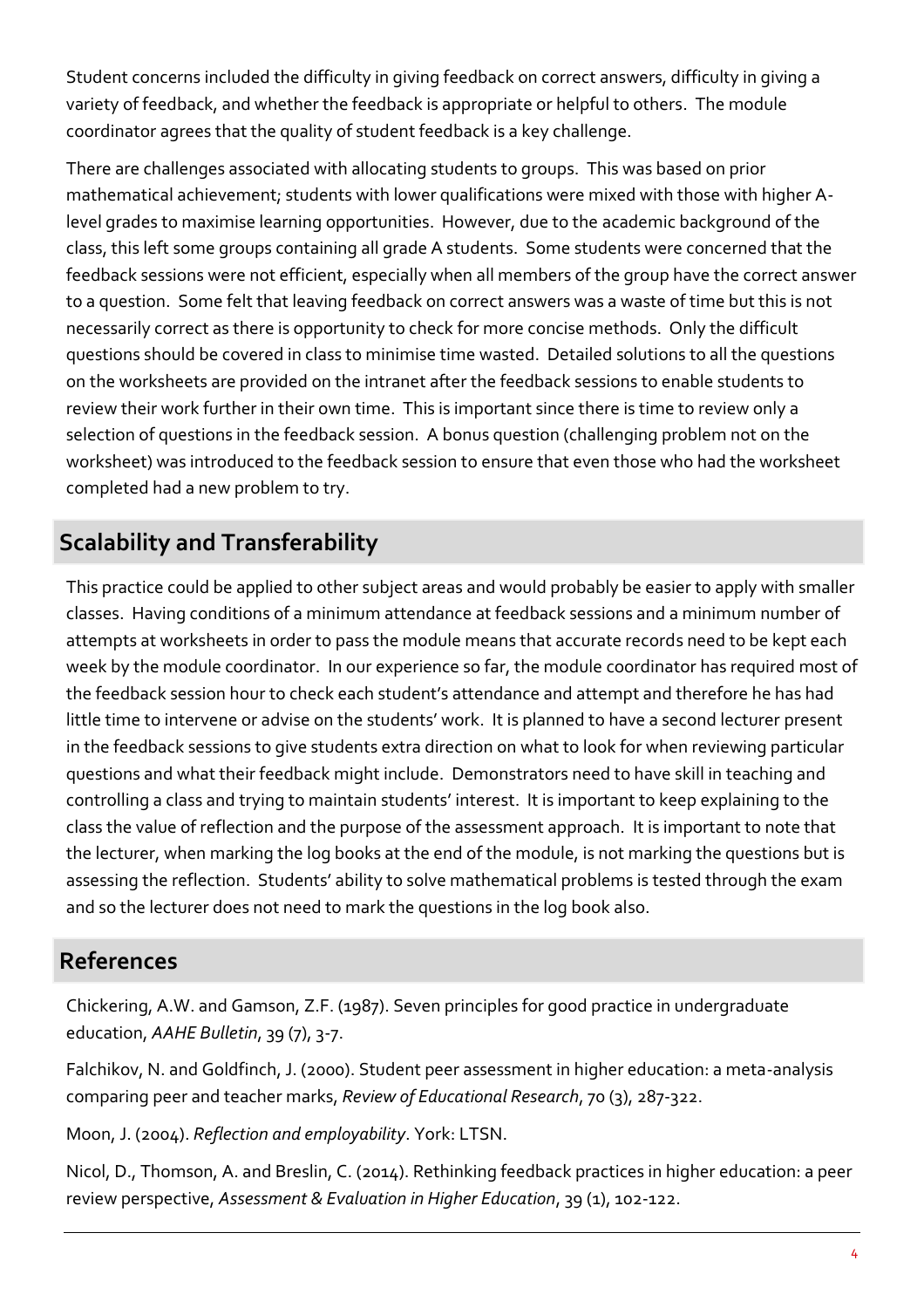Student concerns included the difficulty in giving feedback on correct answers, difficulty in giving a variety of feedback, and whether the feedback is appropriate or helpful to others. The module coordinator agrees that the quality of student feedback is a key challenge.

There are challenges associated with allocating students to groups. This was based on prior mathematical achievement; students with lower qualifications were mixed with those with higher A-level grades to maximise learning opportunities. However, due to the academic background of the class, this left some groups containing all grade A students. Some students were concerned that the feedback sessions were not efficient, especially when all members of the group have the correct answer to a question. Some felt that leaving feedback on correct answers was a waste of time but this is not necessarily correct as there is opportunity to check for more concise methods. Only the difficult questions should be covered in class to minimise time wasted. Detailed solutions to all the questions on the worksheets are provided on the intranet after the feedback sessions to enable students to review their work further in their own time. This is important since there is time to review only a selection of questions in the feedback session. A bonus question (challenging problem not on the worksheet) was introduced to the feedback session to ensure that even those who had the worksheet completed had a new problem to try.

## Scalability and Transferability

This practice could be applied to other subject areas and would probably be easier to apply with smaller classes. Having conditions of a minimum attendance at feedback sessions and a minimum number of attempts at worksheets in order to pass the module means that accurate records need to be kept each week by the module coordinator. In our experience so far, the module coordinator has required most of the feedback session hour to check each student's attendance and attempt and therefore he has had little time to intervene or advise on the students' work. It is planned to have a second lecturer present in the feedback sessions to give students extra direction on what to look for when reviewing particular questions and what their feedback might include. Demonstrators need to have skill in teaching and controlling a class and trying to maintain students' interest. It is important to keep explaining to the class the value of reflection and the purpose of the assessment approach. It is important to note that the lecturer, when marking the log books at the end of the module, is not marking the questions but is assessing the reflection. Students' ability to solve mathematical problems is tested through the exam and so the lecturer does not need to mark the questions in the log book also.

## References

Chickering, A.W. and Gamson, Z.F. (1987). Seven principles for good practice in undergraduate education, *AAHE Bulletin*, 39 (7), 3-7.

Falchikov, N. and Goldfinch, J. (2000). Student peer assessment in higher education: a meta-analysis comparing peer and teacher marks, *Review of Educational Research*, 70 (3), 287-322.

Moon, J. (2004). *Reflection and employability*. York: LTSN.

Nicol, D., Thomson, A. and Breslin, C. (2014). Rethinking feedback practices in higher education: a peer review perspective, *Assessment & Evaluation in Higher Education*, 39 (1), 102-122.